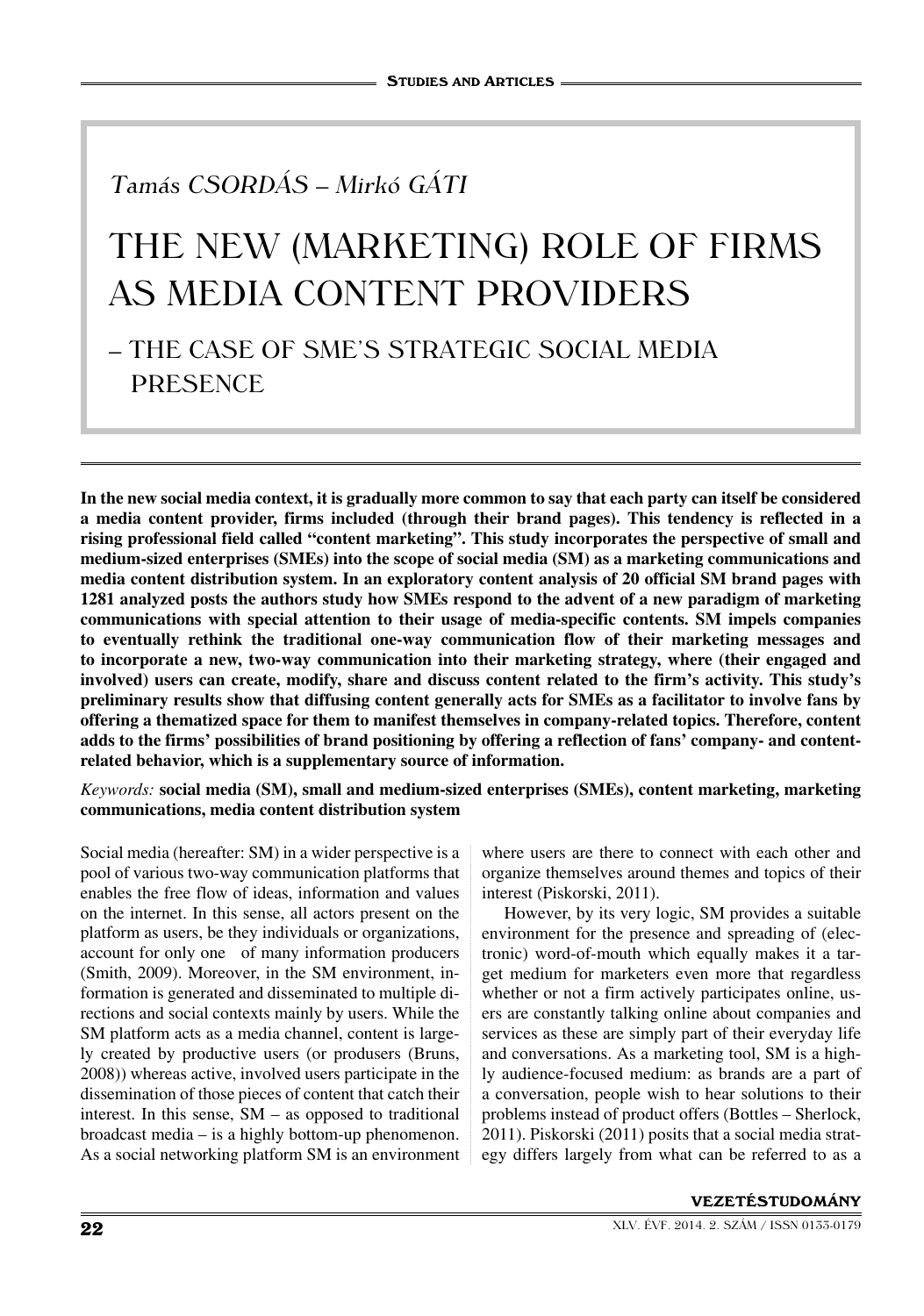*Tamás CSORDÁS – Mirkó GÁTI*

# THE NEW (MARKETING) ROLE OF FIRMS AS MEDIA CONTENT PROVIDERS

## – THE CASE OF SME'S STRATEGIC SOCIAL MEDIA PRESENCE

**In the new social media context, it is gradually more common to say that each party can itself be considered a media content provider, firms included (through their brand pages). This tendency is reflected in a rising professional field called "content marketing". This study incorporates the perspective of small and medium-sized enterprises (SMEs) into the scope of social media (SM) as a marketing communications and media content distribution system. In an exploratory content analysis of 20 official SM brand pages with 1281 analyzed posts the authors study how SMEs respond to the advent of a new paradigm of marketing communications with special attention to their usage of media-specific contents. SM impels companies to eventually rethink the traditional one-way communication flow of their marketing messages and to incorporate a new, two-way communication into their marketing strategy, where (their engaged and involved) users can create, modify, share and discuss content related to the firm's activity. This study's preliminary results show that diffusing content generally acts for SMEs as a facilitator to involve fans by offering a thematized space for them to manifest themselves in company-related topics. Therefore, content adds to the firms' possibilities of brand positioning by offering a reflection of fans' company- and content-related behavior, which is a supplementary source of information.**

*Keywords:* **social media (SM), small and medium-sized enterprises (SMEs), content marketing, marketing communications, media content distribution system**

Social media (hereafter: SM) in a wider perspective is a pool of various two-way communication platforms that enables the free flow of ideas, information and values on the internet. In this sense, all actors present on the platform as users, be they individuals or organizations, account for only one of many information producers (Smith, 2009). Moreover, in the SM environment, information is generated and disseminated to multiple directions and social contexts mainly by users. While the SM platform acts as a media channel, content is largely created by productive users (or produsers (Bruns, 2008)) whereas active, involved users participate in the dissemination of those pieces of content that catch their interest. In this sense, SM – as opposed to traditional broadcast media – is a highly bottom-up phenomenon. As a social networking platform SM is an environment where users are there to connect with each other and organize themselves around themes and topics of their interest (Piskorski, 2011).

However, by its very logic, SM provides a suitable environment for the presence and spreading of (electronic) word-of-mouth which equally makes it a target medium for marketers even more that regardless whether or not a firm actively participates online, users are constantly talking online about companies and services as these are simply part of their everyday life and conversations. As a marketing tool, SM is a highly audience-focused medium: as brands are a part of a conversation, people wish to hear solutions to their problems instead of product offers (Bottles – Sherlock, 2011). Piskorski (2011) posits that a social media strategy differs largely from what can be referred to as a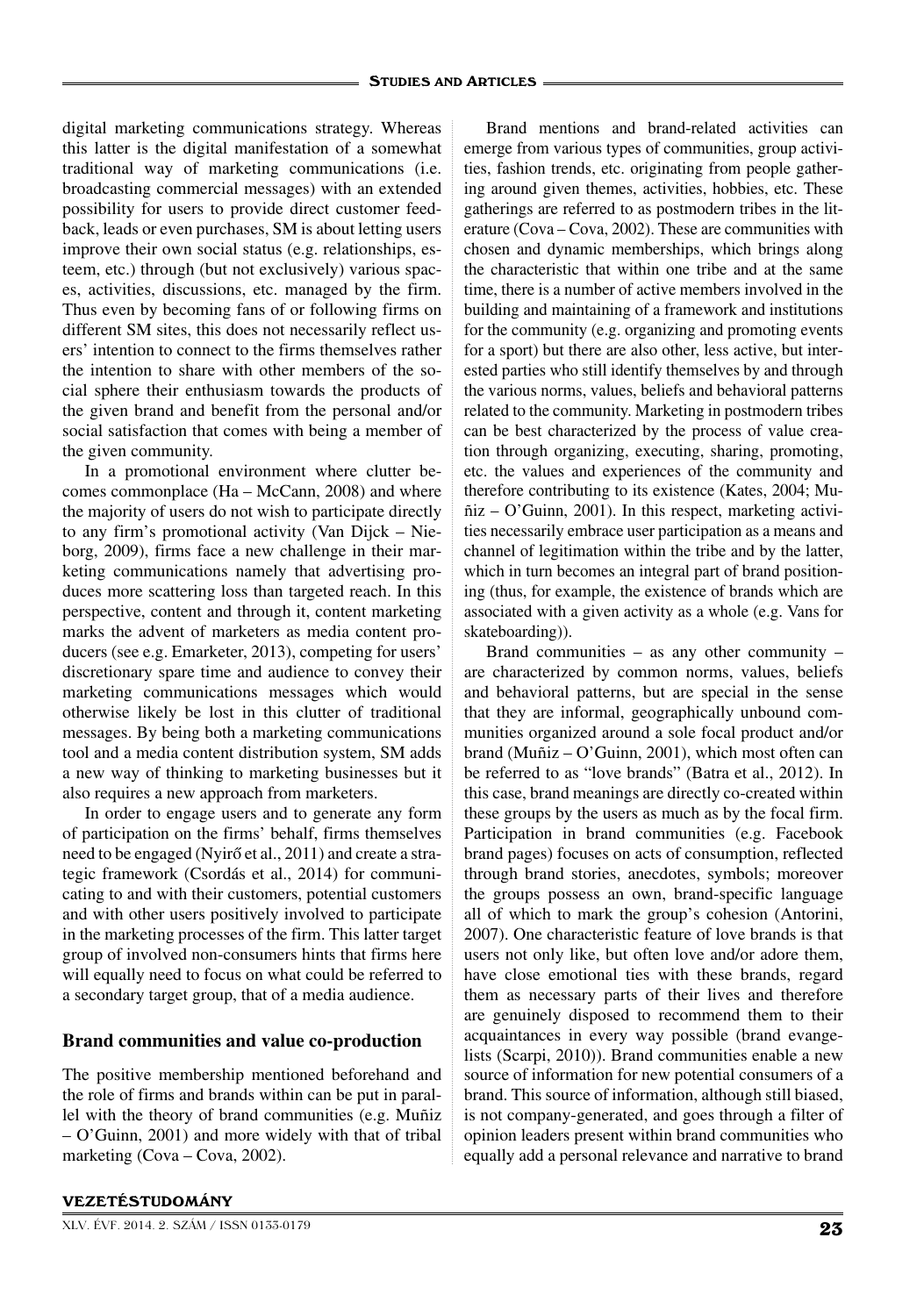digital marketing communications strategy. Whereas this latter is the digital manifestation of a somewhat traditional way of marketing communications (i.e. broadcasting commercial messages) with an extended possibility for users to provide direct customer feedback, leads or even purchases, SM is about letting users improve their own social status (e.g. relationships, esteem, etc.) through (but not exclusively) various spaces, activities, discussions, etc. managed by the firm. Thus even by becoming fans of or following firms on different SM sites, this does not necessarily reflect users' intention to connect to the firms themselves rather the intention to share with other members of the social sphere their enthusiasm towards the products of the given brand and benefit from the personal and/or social satisfaction that comes with being a member of the given community.

In a promotional environment where clutter becomes commonplace (Ha – McCann, 2008) and where the majority of users do not wish to participate directly to any firm's promotional activity (Van Dijck – Nieborg, 2009), firms face a new challenge in their marketing communications namely that advertising produces more scattering loss than targeted reach. In this perspective, content and through it, content marketing marks the advent of marketers as media content producers (see e.g. Emarketer, 2013), competing for users' discretionary spare time and audience to convey their marketing communications messages which would otherwise likely be lost in this clutter of traditional messages. By being both a marketing communications tool and a media content distribution system, SM adds a new way of thinking to marketing businesses but it also requires a new approach from marketers.

In order to engage users and to generate any form of participation on the firms' behalf, firms themselves need to be engaged (Nyirő et al., 2011) and create a strategic framework (Csordás et al., 2014) for communicating to and with their customers, potential customers and with other users positively involved to participate in the marketing processes of the firm. This latter target group of involved non-consumers hints that firms here will equally need to focus on what could be referred to a secondary target group, that of a media audience.

## Brand communities and value co-production

The positive membership mentioned beforehand and the role of firms and brands within can be put in parallel with the theory of brand communities (e.g. Muñiz – O'Guinn, 2001) and more widely with that of tribal marketing (Cova – Cova, 2002).

Brand mentions and brand-related activities can emerge from various types of communities, group activities, fashion trends, etc. originating from people gathering around given themes, activities, hobbies, etc. These gatherings are referred to as postmodern tribes in the literature (Cova – Cova, 2002). These are communities with chosen and dynamic memberships, which brings along the characteristic that within one tribe and at the same time, there is a number of active members involved in the building and maintaining of a framework and institutions for the community (e.g. organizing and promoting events for a sport) but there are also other, less active, but interested parties who still identify themselves by and through the various norms, values, beliefs and behavioral patterns related to the community. Marketing in postmodern tribes can be best characterized by the process of value creation through organizing, executing, sharing, promoting, etc. the values and experiences of the community and therefore contributing to its existence (Kates, 2004; Muñiz – O'Guinn, 2001). In this respect, marketing activities necessarily embrace user participation as a means and channel of legitimation within the tribe and by the latter, which in turn becomes an integral part of brand positioning (thus, for example, the existence of brands which are associated with a given activity as a whole (e.g. Vans for skateboarding)).

Brand communities – as any other community – are characterized by common norms, values, beliefs and behavioral patterns, but are special in the sense that they are informal, geographically unbound communities organized around a sole focal product and/or brand (Muñiz – O'Guinn, 2001), which most often can be referred to as "love brands" (Batra et al., 2012). In this case, brand meanings are directly co-created within these groups by the users as much as by the focal firm. Participation in brand communities (e.g. Facebook brand pages) focuses on acts of consumption, reflected through brand stories, anecdotes, symbols; moreover the groups possess an own, brand-specific language all of which to mark the group's cohesion (Antorini, 2007). One characteristic feature of love brands is that users not only like, but often love and/or adore them, have close emotional ties with these brands, regard them as necessary parts of their lives and therefore are genuinely disposed to recommend them to their acquaintances in every way possible (brand evangelists (Scarpi, 2010)). Brand communities enable a new source of information for new potential consumers of a brand. This source of information, although still biased, is not company-generated, and goes through a filter of opinion leaders present within brand communities who equally add a personal relevance and narrative to brand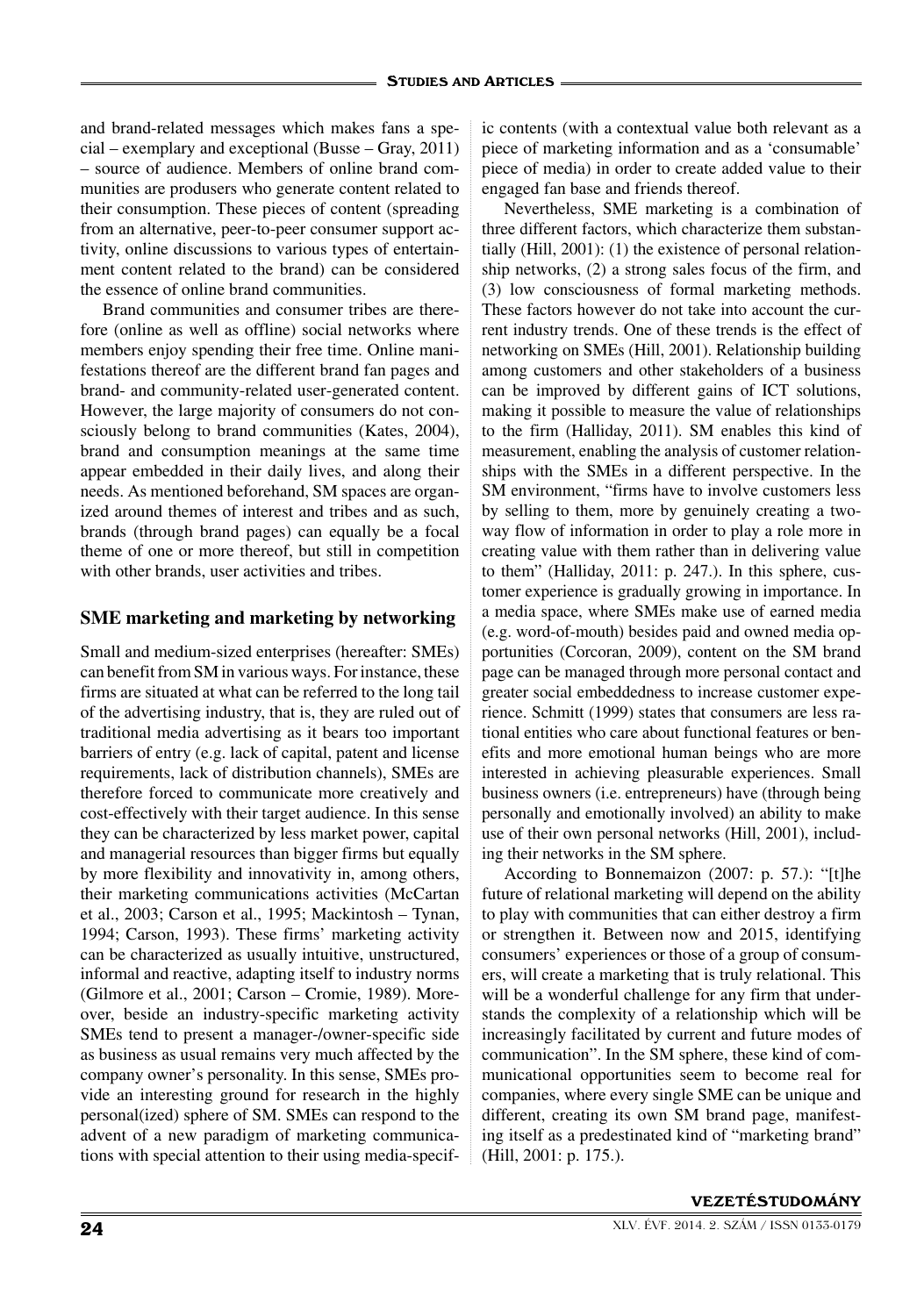and brand-related messages which makes fans a special – exemplary and exceptional (Busse – Gray, 2011) – source of audience. Members of online brand communities are produsers who generate content related to their consumption. These pieces of content (spreading from an alternative, peer-to-peer consumer support activity, online discussions to various types of entertainment content related to the brand) can be considered the essence of online brand communities.

Brand communities and consumer tribes are therefore (online as well as offline) social networks where members enjoy spending their free time. Online manifestations thereof are the different brand fan pages and brand- and community-related user-generated content. However, the large majority of consumers do not consciously belong to brand communities (Kates, 2004), brand and consumption meanings at the same time appear embedded in their daily lives, and along their needs. As mentioned beforehand, SM spaces are organized around themes of interest and tribes and as such, brands (through brand pages) can equally be a focal theme of one or more thereof, but still in competition with other brands, user activities and tribes.

## SME marketing and marketing by networking

Small and medium-sized enterprises (hereafter: SMEs) can benefit from SM in various ways. For instance, these firms are situated at what can be referred to the long tail of the advertising industry, that is, they are ruled out of traditional media advertising as it bears too important barriers of entry (e.g. lack of capital, patent and license requirements, lack of distribution channels), SMEs are therefore forced to communicate more creatively and cost-effectively with their target audience. In this sense they can be characterized by less market power, capital and managerial resources than bigger firms but equally by more flexibility and innovativity in, among others, their marketing communications activities (McCartan et al., 2003; Carson et al., 1995; Mackintosh – Tynan, 1994; Carson, 1993). These firms' marketing activity can be characterized as usually intuitive, unstructured, informal and reactive, adapting itself to industry norms (Gilmore et al., 2001; Carson – Cromie, 1989). Moreover, beside an industry-specific marketing activity SMEs tend to present a manager-/owner-specific side as business as usual remains very much affected by the company owner's personality. In this sense, SMEs provide an interesting ground for research in the highly personal(ized) sphere of SM. SMEs can respond to the advent of a new paradigm of marketing communications with special attention to their using media-specific contents (with a contextual value both relevant as a piece of marketing information and as a 'consumable' piece of media) in order to create added value to their engaged fan base and friends thereof.

Nevertheless, SME marketing is a combination of three different factors, which characterize them substantially (Hill, 2001): (1) the existence of personal relationship networks, (2) a strong sales focus of the firm, and (3) low consciousness of formal marketing methods. These factors however do not take into account the current industry trends. One of these trends is the effect of networking on SMEs (Hill, 2001). Relationship building among customers and other stakeholders of a business can be improved by different gains of ICT solutions, making it possible to measure the value of relationships to the firm (Halliday, 2011). SM enables this kind of measurement, enabling the analysis of customer relationships with the SMEs in a different perspective. In the SM environment, "firms have to involve customers less by selling to them, more by genuinely creating a two-way flow of information in order to play a role more in creating value with them rather than in delivering value to them" (Halliday, 2011: p. 247.). In this sphere, customer experience is gradually growing in importance. In a media space, where SMEs make use of earned media (e.g. word-of-mouth) besides paid and owned media opportunities (Corcoran, 2009), content on the SM brand page can be managed through more personal contact and greater social embeddedness to increase customer experience. Schmitt (1999) states that consumers are less rational entities who care about functional features or benefits and more emotional human beings who are more interested in achieving pleasurable experiences. Small business owners (i.e. entrepreneurs) have (through being personally and emotionally involved) an ability to make use of their own personal networks (Hill, 2001), including their networks in the SM sphere.

According to Bonnemaizon (2007: p. 57.): "[t]he future of relational marketing will depend on the ability to play with communities that can either destroy a firm or strengthen it. Between now and 2015, identifying consumers' experiences or those of a group of consumers, will create a marketing that is truly relational. This will be a wonderful challenge for any firm that understands the complexity of a relationship which will be increasingly facilitated by current and future modes of communication". In the SM sphere, these kind of communicational opportunities seem to become real for companies, where every single SME can be unique and different, creating its own SM brand page, manifesting itself as a predestinated kind of "marketing brand" (Hill, 2001: p. 175.).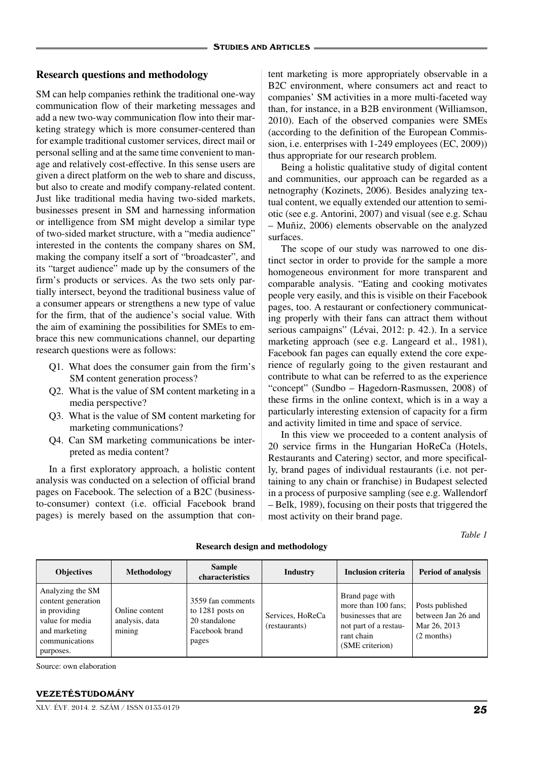## Research questions and methodology

SM can help companies rethink the traditional one-way communication flow of their marketing messages and add a new two-way communication flow into their marketing strategy which is more consumer-centered than for example traditional customer services, direct mail or personal selling and at the same time convenient to manage and relatively cost-effective. In this sense users are given a direct platform on the web to share and discuss, but also to create and modify company-related content. Just like traditional media having two-sided markets, businesses present in SM and harnessing information or intelligence from SM might develop a similar type of two-sided market structure, with a "media audience" interested in the contents the company shares on SM, making the company itself a sort of "broadcaster", and its "target audience" made up by the consumers of the firm's products or services. As the two sets only partially intersect, beyond the traditional business value of a consumer appears or strengthens a new type of value for the firm, that of the audience's social value. With the aim of examining the possibilities for SMEs to embrace this new communications channel, our departing research questions were as follows:

- Q1. What does the consumer gain from the firm's SM content generation process?
- Q2. What is the value of SM content marketing in a media perspective?
- Q3. What is the value of SM content marketing for marketing communications?
- Q4. Can SM marketing communications be interpreted as media content?

In a first exploratory approach, a holistic content analysis was conducted on a selection of official brand pages on Facebook. The selection of a B2C (business-to-consumer) context (i.e. official Facebook brand pages) is merely based on the assumption that content marketing is more appropriately observable in a B2C environment, where consumers act and react to companies' SM activities in a more multi-faceted way than, for instance, in a B2B environment (Williamson, 2010). Each of the observed companies were SMEs (according to the definition of the European Commission, i.e. enterprises with 1-249 employees (EC, 2009)) thus appropriate for our research problem.

Being a holistic qualitative study of digital content and communities, our approach can be regarded as a netnography (Kozinets, 2006). Besides analyzing textual content, we equally extended our attention to semiotic (see e.g. Antorini, 2007) and visual (see e.g. Schau – Muñiz, 2006) elements observable on the analyzed surfaces.

The scope of our study was narrowed to one distinct sector in order to provide for the sample a more homogeneous environment for more transparent and comparable analysis. "Eating and cooking motivates people very easily, and this is visible on their Facebook pages, too. A restaurant or confectionery communicating properly with their fans can attract them without serious campaigns" (Lévai, 2012: p. 42.). In a service marketing approach (see e.g. Langeard et al., 1981), Facebook fan pages can equally extend the core experience of regularly going to the given restaurant and contribute to what can be referred to as the experience "concept" (Sundbo – Hagedorn-Rasmussen, 2008) of these firms in the online context, which is in a way a particularly interesting extension of capacity for a firm and activity limited in time and space of service.

In this view we proceeded to a content analysis of 20 service firms in the Hungarian HoReCa (Hotels, Restaurants and Catering) sector, and more specifically, brand pages of individual restaurants (i.e. not pertaining to any chain or franchise) in Budapest selected in a process of purposive sampling (see e.g. Wallendorf – Belk, 1989), focusing on their posts that triggered the most activity on their brand page.

*Table 1*

**Research design and methodology**

| Objectives | Methodology | Sample characteristics | Industry | Inclusion criteria | Period of analysis |
|---|---|---|---|---|---|
| Analyzing the SM content generation in providing value for media and marketing communications purposes. | Online content analysis, data mining | 3559 fan comments to 1281 posts on 20 standalone Facebook brand pages | Services, HoReCa (restaurants) | Brand page with more than 100 fans; businesses that are not part of a restaurant chain (SME criterion) | Posts published between Jan 26 and Mar 26, 2013 (2 months) |

Source: own elaboration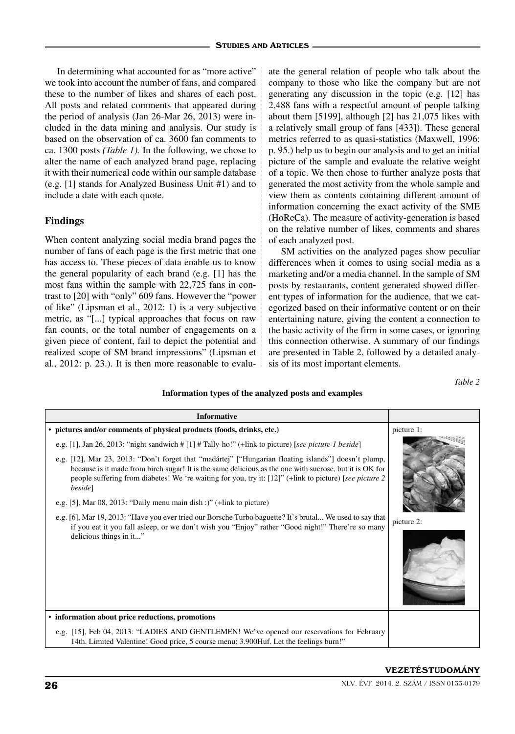In determining what accounted for as "more active" we took into account the number of fans, and compared these to the number of likes and shares of each post. All posts and related comments that appeared during the period of analysis (Jan 26-Mar 26, 2013) were included in the data mining and analysis. Our study is based on the observation of ca. 3600 fan comments to ca. 1300 posts *(Table 1)*. In the following, we chose to alter the name of each analyzed brand page, replacing it with their numerical code within our sample database (e.g. [1] stands for Analyzed Business Unit #1) and to include a date with each quote.

## Findings

When content analyzing social media brand pages the number of fans of each page is the first metric that one has access to. These pieces of data enable us to know the general popularity of each brand (e.g. [1] has the most fans within the sample with 22,725 fans in contrast to [20] with "only" 609 fans. However the "power of like" (Lipsman et al., 2012: 1) is a very subjective metric, as "[...] typical approaches that focus on raw fan counts, or the total number of engagements on a given piece of content, fail to depict the potential and realized scope of SM brand impressions" (Lipsman et al., 2012: p. 23.). It is then more reasonable to evaluate the general relation of people who talk about the company to those who like the company but are not generating any discussion in the topic (e.g. [12] has 2,488 fans with a respectful amount of people talking about them [5199], although [2] has 21,075 likes with a relatively small group of fans [433]). These general metrics referred to as quasi-statistics (Maxwell, 1996: p. 95.) help us to begin our analysis and to get an initial picture of the sample and evaluate the relative weight of a topic. We then chose to further analyze posts that generated the most activity from the whole sample and view them as contents containing different amount of information concerning the exact activity of the SME (HoReCa). The measure of activity-generation is based on the relative number of likes, comments and shares of each analyzed post.

SM activities on the analyzed pages show peculiar differences when it comes to using social media as a marketing and/or a media channel. In the sample of SM posts by restaurants, content generated showed different types of information for the audience, that we categorized based on their informative content or on their entertaining nature, giving the content a connection to the basic activity of the firm in some cases, or ignoring this connection otherwise. A summary of our findings are presented in Table 2, followed by a detailed analysis of its most important elements.

*Table 2*

**Information types of the analyzed posts and examples**

| **Informative** | |
|---|---|
| • **pictures and/or comments of physical products (foods, drinks, etc.)**<br>e.g. [1], Jan 26, 2013: "night sandwich # [1] # Tally-ho!" (+link to picture) [*see picture 1 beside*]<br>e.g. [12], Mar 23, 2013: "Don't forget that "madártej" ["Hungarian floating islands"] doesn't plump, because is it made from birch sugar! It is the same delicious as the one with sucrose, but it is OK for people suffering from diabetes! We 're waiting for you, try it: [12]" (+link to picture) [*see picture 2 beside*]<br>e.g. [5], Mar 08, 2013: "Daily menu main dish :)" (+link to picture)<br>e.g. [6], Mar 19, 2013: "Have you ever tried our Borsche Turbo baguette? It's brutal... We used to say that if you eat it you fall asleep, or we don't wish you "Enjoy" rather "Good night!" There're so many delicious things in it..." | picture 1:<br>picture 2: |
| • **information about price reductions, promotions**<br>e.g. [15], Feb 04, 2013: "LADIES AND GENTLEMEN! We've opened our reservations for February 14th. Limited Valentine! Good price, 5 course menu: 3.900Huf. Let the feelings burn!" | |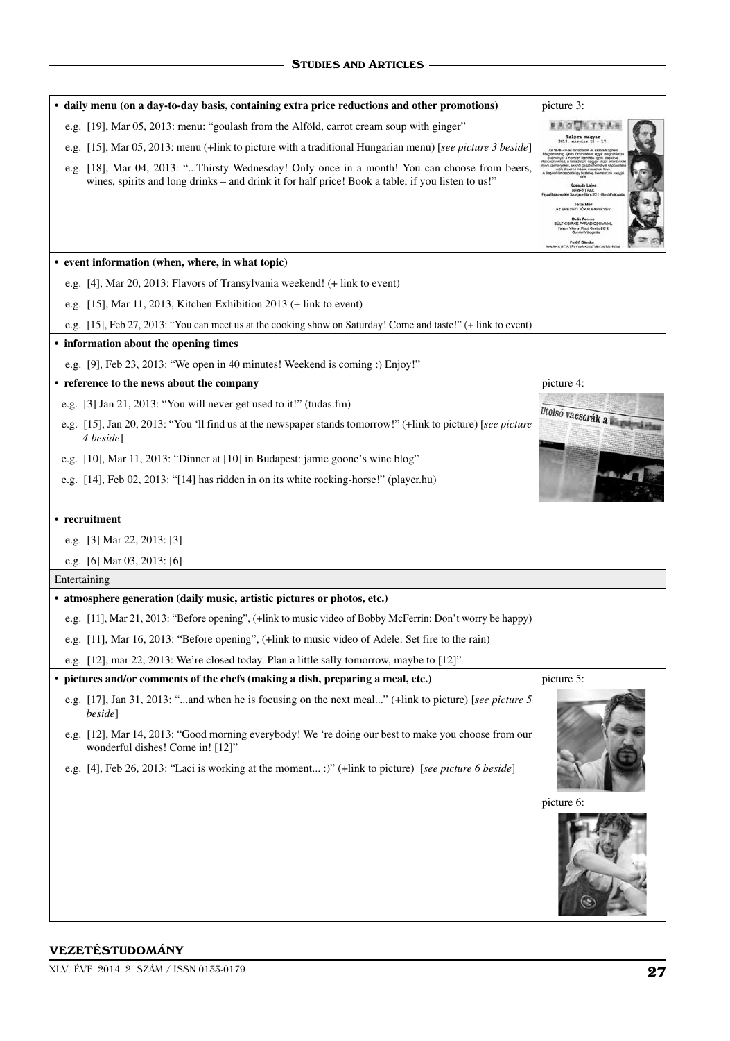| | |
|---|---|
| **• daily menu (on a day-to-day basis, containing extra price reductions and other promotions)** | picture 3: |
| e.g. [19], Mar 05, 2013: menu: "goulash from the Alföld, carrot cream soup with ginger" | |
| e.g. [15], Mar 05, 2013: menu (+link to picture with a traditional Hungarian menu) [*see picture 3 beside*] | |
| e.g. [18], Mar 04, 2013: "...Thirsty Wednesday! Only once in a month! You can choose from beers, wines, spirits and long drinks – and drink it for half price! Book a table, if you listen to us!" | |
| **• event information (when, where, in what topic)** | |
| e.g. [4], Mar 20, 2013: Flavors of Transylvania weekend! (+ link to event) | |
| e.g. [15], Mar 11, 2013, Kitchen Exhibition 2013 (+ link to event) | |
| e.g. [15], Feb 27, 2013: "You can meet us at the cooking show on Saturday! Come and taste!" (+ link to event) | |
| **• information about the opening times** | |
| e.g. [9], Feb 23, 2013: "We open in 40 minutes! Weekend is coming :) Enjoy!" | |
| **• reference to the news about the company** | picture 4: |
| e.g. [3] Jan 21, 2013: "You will never get used to it!" (tudas.fm) | |
| e.g. [15], Jan 20, 2013: "You 'll find us at the newspaper stands tomorrow!" (+link to picture) [*see picture 4 beside*] | |
| e.g. [10], Mar 11, 2013: "Dinner at [10] in Budapest: jamie goone's wine blog" | |
| e.g. [14], Feb 02, 2013: "[14] has ridden in on its white rocking-horse!" (player.hu) | |
| **• recruitment** | |
| e.g. [3] Mar 22, 2013: [3] | |
| e.g. [6] Mar 03, 2013: [6] | |
| Entertaining | |
| **• atmosphere generation (daily music, artistic pictures or photos, etc.)** | |
| e.g. [11], Mar 21, 2013: "Before opening", (+link to music video of Bobby McFerrin: Don't worry be happy) | |
| e.g. [11], Mar 16, 2013: "Before opening", (+link to music video of Adele: Set fire to the rain) | |
| e.g. [12], mar 22, 2013: We're closed today. Plan a little sally tomorrow, maybe to [12]" | |
| **• pictures and/or comments of the chefs (making a dish, preparing a meal, etc.)** | picture 5: |
| e.g. [17], Jan 31, 2013: "...and when he is focusing on the next meal..." (+link to picture) [*see picture 5 beside*] | |
| e.g. [12], Mar 14, 2013: "Good morning everybody! We 're doing our best to make you choose from our wonderful dishes! Come in! [12]" | |
| e.g. [4], Feb 26, 2013: "Laci is working at the moment... :)" (+link to picture) [*see picture 6 beside*] | picture 6: |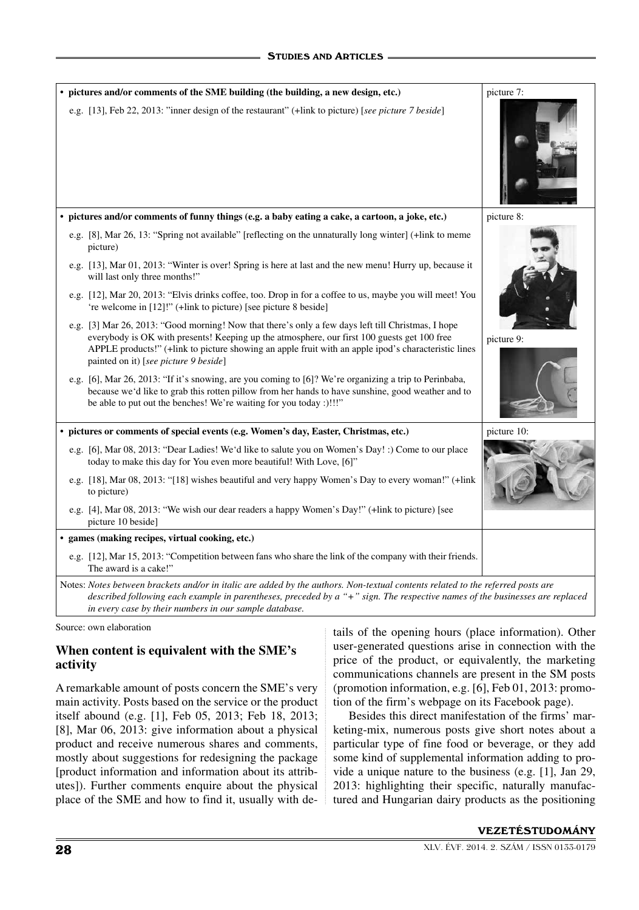| | |
|---|---|
| **• pictures and/or comments of the SME building (the building, a new design, etc.)** | picture 7: |
| e.g. [13], Feb 22, 2013: "inner design of the restaurant" (+link to picture) [*see picture 7 beside*] | |
| **• pictures and/or comments of funny things (e.g. a baby eating a cake, a cartoon, a joke, etc.)** | picture 8: |
| e.g. [8], Mar 26, 13: "Spring not available" [reflecting on the unnaturally long winter] (+link to meme picture) | |
| e.g. [13], Mar 01, 2013: "Winter is over! Spring is here at last and the new menu! Hurry up, because it will last only three months!" | |
| e.g. [12], Mar 20, 2013: "Elvis drinks coffee, too. Drop in for a coffee to us, maybe you will meet! You 're welcome in [12]!" (+link to picture) [see picture 8 beside] | |
| e.g. [3] Mar 26, 2013: "Good morning! Now that there's only a few days left till Christmas, I hope everybody is OK with presents! Keeping up the atmosphere, our first 100 guests get 100 free APPLE products!" (+link to picture showing an apple fruit with an apple ipod's characteristic lines painted on it) [*see picture 9 beside*] | picture 9: |
| e.g. [6], Mar 26, 2013: "If it's snowing, are you coming to [6]? We're organizing a trip to Perinbaba, because we'd like to grab this rotten pillow from her hands to have sunshine, good weather and to be able to put out the benches! We're waiting for you today :)!!!" | |
| **• pictures or comments of special events (e.g. Women's day, Easter, Christmas, etc.)** | picture 10: |
| e.g. [6], Mar 08, 2013: "Dear Ladies! We'd like to salute you on Women's Day! :) Come to our place today to make this day for You even more beautiful! With Love, [6]" | |
| e.g. [18], Mar 08, 2013: "[18] wishes beautiful and very happy Women's Day to every woman!" (+link to picture) | |
| e.g. [4], Mar 08, 2013: "We wish our dear readers a happy Women's Day!" (+link to picture) [see picture 10 beside] | |
| **• games (making recipes, virtual cooking, etc.)** | |
| e.g. [12], Mar 15, 2013: "Competition between fans who share the link of the company with their friends. The award is a cake!" | |

Notes: *Notes between brackets and/or in italic are added by the authors. Non-textual contents related to the referred posts are described following each example in parentheses, preceded by a "+" sign. The respective names of the businesses are replaced in every case by their numbers in our sample database.*

Source: own elaboration

## When content is equivalent with the SME's activity

A remarkable amount of posts concern the SME's very main activity. Posts based on the service or the product itself abound (e.g. [1], Feb 05, 2013; Feb 18, 2013; [8], Mar 06, 2013: give information about a physical product and receive numerous shares and comments, mostly about suggestions for redesigning the package [product information and information about its attributes]). Further comments enquire about the physical place of the SME and how to find it, usually with details of the opening hours (place information). Other user-generated questions arise in connection with the price of the product, or equivalently, the marketing communications channels are present in the SM posts (promotion information, e.g. [6], Feb 01, 2013: promotion of the firm's webpage on its Facebook page).

Besides this direct manifestation of the firms' marketing-mix, numerous posts give short notes about a particular type of fine food or beverage, or they add some kind of supplemental information adding to provide a unique nature to the business (e.g. [1], Jan 29, 2013: highlighting their specific, naturally manufactured and Hungarian dairy products as the positioning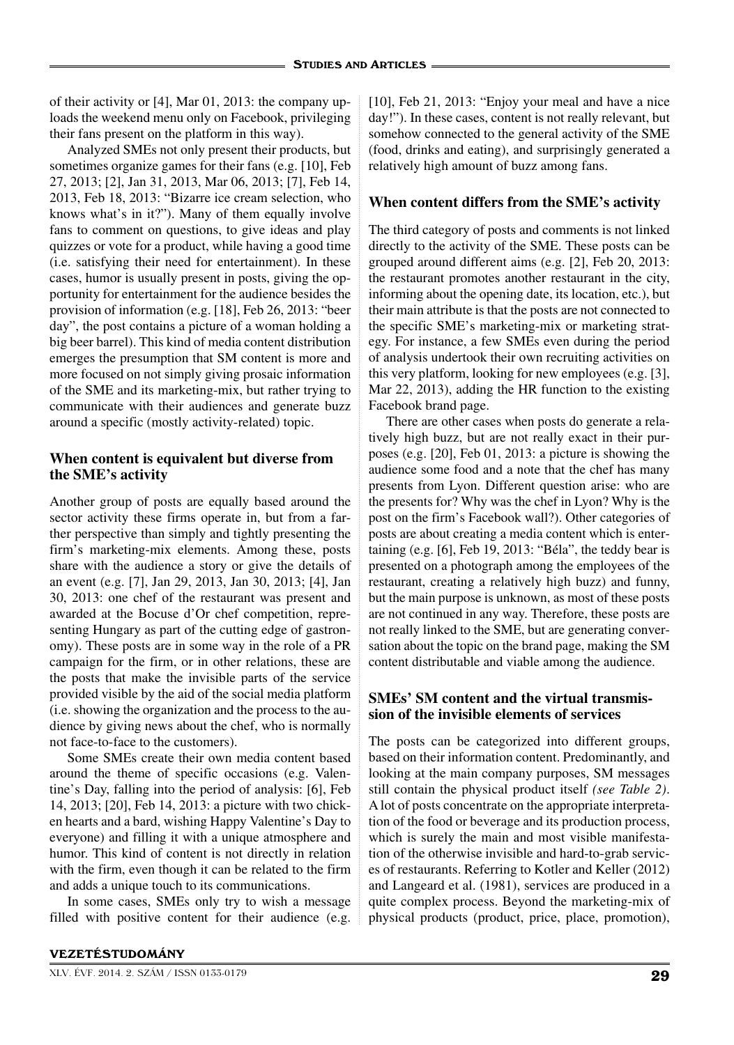of their activity or [4], Mar 01, 2013: the company uploads the weekend menu only on Facebook, privileging their fans present on the platform in this way).

Analyzed SMEs not only present their products, but sometimes organize games for their fans (e.g. [10], Feb 27, 2013; [2], Jan 31, 2013, Mar 06, 2013; [7], Feb 14, 2013, Feb 18, 2013: "Bizarre ice cream selection, who knows what's in it?"). Many of them equally involve fans to comment on questions, to give ideas and play quizzes or vote for a product, while having a good time (i.e. satisfying their need for entertainment). In these cases, humor is usually present in posts, giving the opportunity for entertainment for the audience besides the provision of information (e.g. [18], Feb 26, 2013: "beer day", the post contains a picture of a woman holding a big beer barrel). This kind of media content distribution emerges the presumption that SM content is more and more focused on not simply giving prosaic information of the SME and its marketing-mix, but rather trying to communicate with their audiences and generate buzz around a specific (mostly activity-related) topic.

### When content is equivalent but diverse from the SME's activity

Another group of posts are equally based around the sector activity these firms operate in, but from a farther perspective than simply and tightly presenting the firm's marketing-mix elements. Among these, posts share with the audience a story or give the details of an event (e.g. [7], Jan 29, 2013, Jan 30, 2013; [4], Jan 30, 2013: one chef of the restaurant was present and awarded at the Bocuse d'Or chef competition, representing Hungary as part of the cutting edge of gastronomy). These posts are in some way in the role of a PR campaign for the firm, or in other relations, these are the posts that make the invisible parts of the service provided visible by the aid of the social media platform (i.e. showing the organization and the process to the audience by giving news about the chef, who is normally not face-to-face to the customers).

Some SMEs create their own media content based around the theme of specific occasions (e.g. Valentine's Day, falling into the period of analysis: [6], Feb 14, 2013; [20], Feb 14, 2013: a picture with two chicken hearts and a bard, wishing Happy Valentine's Day to everyone) and filling it with a unique atmosphere and humor. This kind of content is not directly in relation with the firm, even though it can be related to the firm and adds a unique touch to its communications.

In some cases, SMEs only try to wish a message filled with positive content for their audience (e.g. [10], Feb 21, 2013: "Enjoy your meal and have a nice day!"). In these cases, content is not really relevant, but somehow connected to the general activity of the SME (food, drinks and eating), and surprisingly generated a relatively high amount of buzz among fans.

### When content differs from the SME's activity

The third category of posts and comments is not linked directly to the activity of the SME. These posts can be grouped around different aims (e.g. [2], Feb 20, 2013: the restaurant promotes another restaurant in the city, informing about the opening date, its location, etc.), but their main attribute is that the posts are not connected to the specific SME's marketing-mix or marketing strategy. For instance, a few SMEs even during the period of analysis undertook their own recruiting activities on this very platform, looking for new employees (e.g. [3], Mar 22, 2013), adding the HR function to the existing Facebook brand page.

There are other cases when posts do generate a relatively high buzz, but are not really exact in their purposes (e.g. [20], Feb 01, 2013: a picture is showing the audience some food and a note that the chef has many presents from Lyon. Different question arise: who are the presents for? Why was the chef in Lyon? Why is the post on the firm's Facebook wall?). Other categories of posts are about creating a media content which is entertaining (e.g. [6], Feb 19, 2013: "Béla", the teddy bear is presented on a photograph among the employees of the restaurant, creating a relatively high buzz) and funny, but the main purpose is unknown, as most of these posts are not continued in any way. Therefore, these posts are not really linked to the SME, but are generating conversation about the topic on the brand page, making the SM content distributable and viable among the audience.

### SMEs' SM content and the virtual transmission of the invisible elements of services

The posts can be categorized into different groups, based on their information content. Predominantly, and looking at the main company purposes, SM messages still contain the physical product itself *(see Table 2)*. A lot of posts concentrate on the appropriate interpretation of the food or beverage and its production process, which is surely the main and most visible manifestation of the otherwise invisible and hard-to-grab services of restaurants. Referring to Kotler and Keller (2012) and Langeard et al. (1981), services are produced in a quite complex process. Beyond the marketing-mix of physical products (product, price, place, promotion),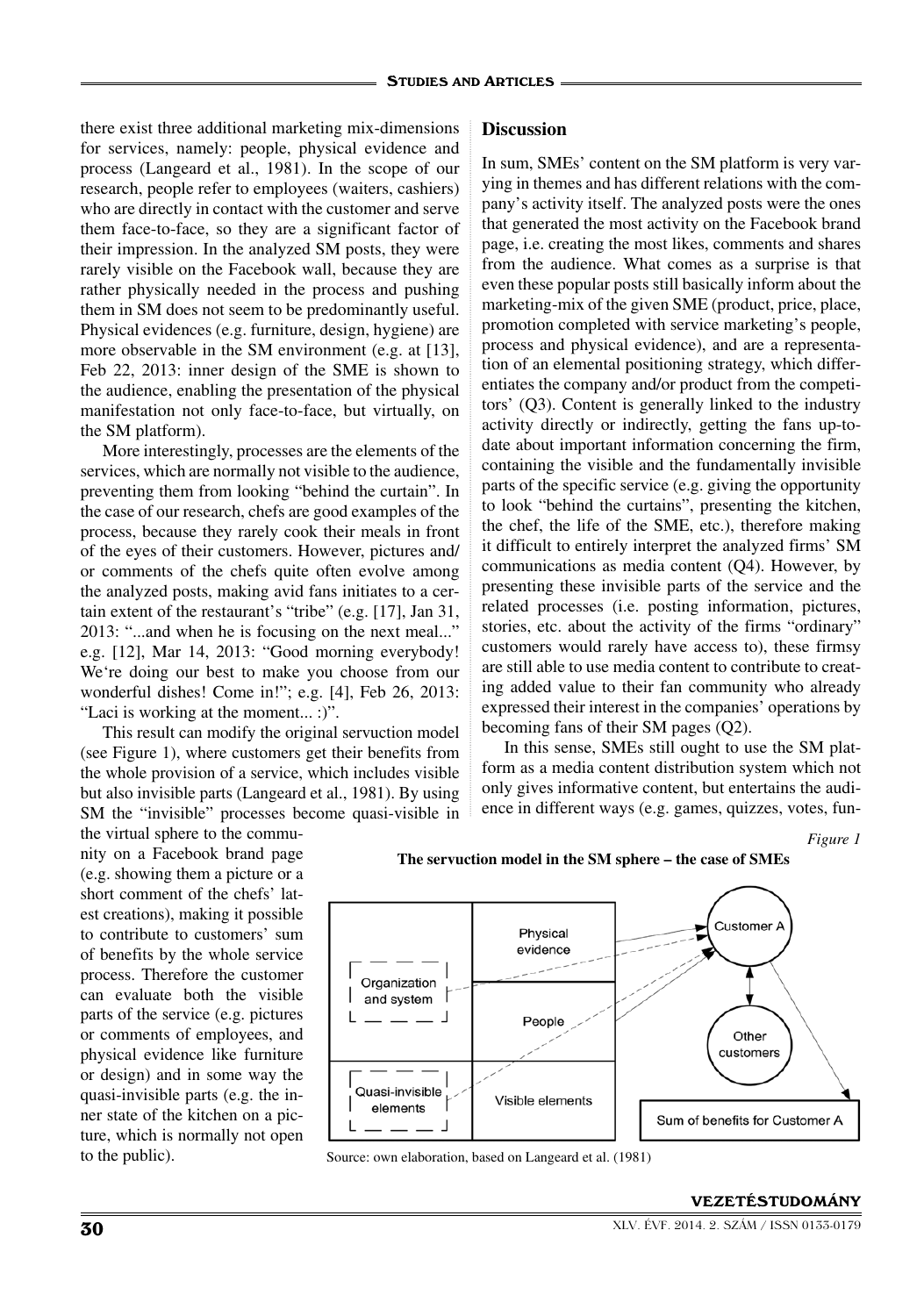there exist three additional marketing mix-dimensions for services, namely: people, physical evidence and process (Langeard et al., 1981). In the scope of our research, people refer to employees (waiters, cashiers) who are directly in contact with the customer and serve them face-to-face, so they are a significant factor of their impression. In the analyzed SM posts, they were rarely visible on the Facebook wall, because they are rather physically needed in the process and pushing them in SM does not seem to be predominantly useful. Physical evidences (e.g. furniture, design, hygiene) are more observable in the SM environment (e.g. at [13], Feb 22, 2013: inner design of the SME is shown to the audience, enabling the presentation of the physical manifestation not only face-to-face, but virtually, on the SM platform).

More interestingly, processes are the elements of the services, which are normally not visible to the audience, preventing them from looking "behind the curtain". In the case of our research, chefs are good examples of the process, because they rarely cook their meals in front of the eyes of their customers. However, pictures and/ or comments of the chefs quite often evolve among the analyzed posts, making avid fans initiates to a certain extent of the restaurant's "tribe" (e.g. [17], Jan 31, 2013: "...and when he is focusing on the next meal..." e.g. [12], Mar 14, 2013: "Good morning everybody! We're doing our best to make you choose from our wonderful dishes! Come in!"; e.g. [4], Feb 26, 2013: "Laci is working at the moment... :)".

This result can modify the original servuction model (see Figure 1), where customers get their benefits from the whole provision of a service, which includes visible but also invisible parts (Langeard et al., 1981). By using SM the "invisible" processes become quasi-visible in the virtual sphere to the community on a Facebook brand page (e.g. showing them a picture or a short comment of the chefs' latest creations), making it possible to contribute to customers' sum of benefits by the whole service process. Therefore the customer can evaluate both the visible parts of the service (e.g. pictures or comments of employees, and physical evidence like furniture or design) and in some way the quasi-invisible parts (e.g. the inner state of the kitchen on a picture, which is normally not open to the public).

## Discussion

In sum, SMEs' content on the SM platform is very varying in themes and has different relations with the company's activity itself. The analyzed posts were the ones that generated the most activity on the Facebook brand page, i.e. creating the most likes, comments and shares from the audience. What comes as a surprise is that even these popular posts still basically inform about the marketing-mix of the given SME (product, price, place, promotion completed with service marketing's people, process and physical evidence), and are a representation of an elemental positioning strategy, which differentiates the company and/or product from the competitors' (Q3). Content is generally linked to the industry activity directly or indirectly, getting the fans up-to-date about important information concerning the firm, containing the visible and the fundamentally invisible parts of the specific service (e.g. giving the opportunity to look "behind the curtains", presenting the kitchen, the chef, the life of the SME, etc.), therefore making it difficult to entirely interpret the analyzed firms' SM communications as media content (Q4). However, by presenting these invisible parts of the service and the related processes (i.e. posting information, pictures, stories, etc. about the activity of the firms "ordinary" customers would rarely have access to), these firmsy are still able to use media content to contribute to creating added value to their fan community who already expressed their interest in the companies' operations by becoming fans of their SM pages (Q2).

In this sense, SMEs still ought to use the SM platform as a media content distribution system which not only gives informative content, but entertains the audience in different ways (e.g. games, quizzes, votes, fun-

*Figure 1*

**The servuction model in the SM sphere – the case of SMEs**

| Organization and system | Physical evidence |
|---|---|
| | People |
| Quasi-invisible elements | Visible elements |

Customer A ↔ Other customers → Sum of benefits for Customer A

Source: own elaboration, based on Langeard et al. (1981)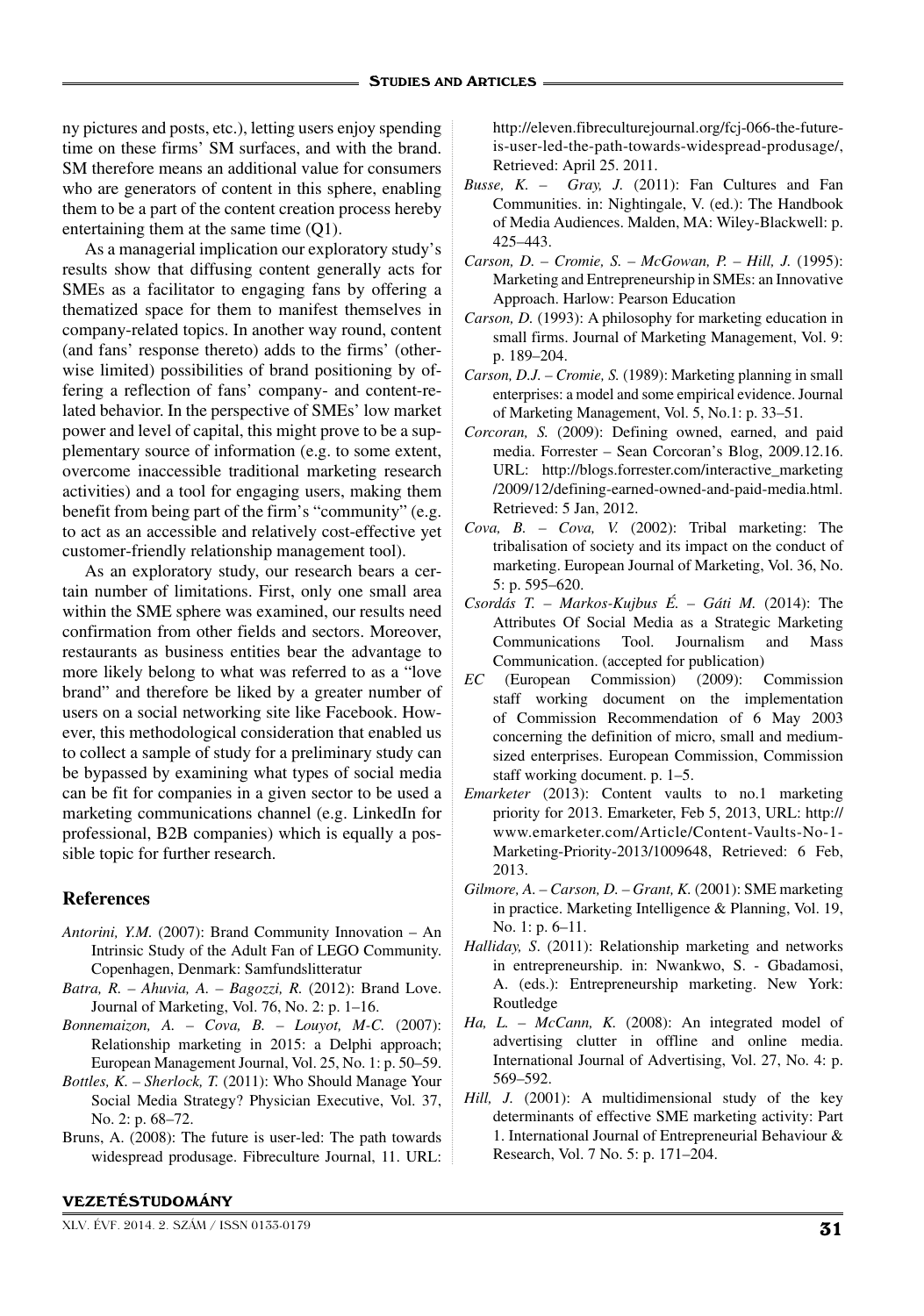ny pictures and posts, etc.), letting users enjoy spending time on these firms' SM surfaces, and with the brand. SM therefore means an additional value for consumers who are generators of content in this sphere, enabling them to be a part of the content creation process hereby entertaining them at the same time (Q1).

As a managerial implication our exploratory study's results show that diffusing content generally acts for SMEs as a facilitator to engaging fans by offering a thematized space for them to manifest themselves in company-related topics. In another way round, content (and fans' response thereto) adds to the firms' (otherwise limited) possibilities of brand positioning by offering a reflection of fans' company- and content-related behavior. In the perspective of SMEs' low market power and level of capital, this might prove to be a supplementary source of information (e.g. to some extent, overcome inaccessible traditional marketing research activities) and a tool for engaging users, making them benefit from being part of the firm's "community" (e.g. to act as an accessible and relatively cost-effective yet customer-friendly relationship management tool).

As an exploratory study, our research bears a certain number of limitations. First, only one small area within the SME sphere was examined, our results need confirmation from other fields and sectors. Moreover, restaurants as business entities bear the advantage to more likely belong to what was referred to as a "love brand" and therefore be liked by a greater number of users on a social networking site like Facebook. However, this methodological consideration that enabled us to collect a sample of study for a preliminary study can be bypassed by examining what types of social media can be fit for companies in a given sector to be used a marketing communications channel (e.g. LinkedIn for professional, B2B companies) which is equally a possible topic for further research.

## References

*Antorini, Y.M.* (2007): Brand Community Innovation – An Intrinsic Study of the Adult Fan of LEGO Community. Copenhagen, Denmark: Samfundslitteratur

*Batra, R. – Ahuvia, A. – Bagozzi, R.* (2012): Brand Love. Journal of Marketing, Vol. 76, No. 2: p. 1–16.

*Bonnemaizon, A. – Cova, B. – Louyot, M-C.* (2007): Relationship marketing in 2015: a Delphi approach; European Management Journal, Vol. 25, No. 1: p. 50–59.

*Bottles, K. – Sherlock, T.* (2011): Who Should Manage Your Social Media Strategy? Physician Executive, Vol. 37, No. 2: p. 68–72.

Bruns, A. (2008): The future is user-led: The path towards widespread produsage. Fibreculture Journal, 11. URL: http://eleven.fibreculturejournal.org/fcj-066-the-future-is-user-led-the-path-towards-widespread-produsage/, Retrieved: April 25. 2011.

*Busse, K. – Gray, J.* (2011): Fan Cultures and Fan Communities. in: Nightingale, V. (ed.): The Handbook of Media Audiences. Malden, MA: Wiley-Blackwell: p. 425–443.

*Carson, D. – Cromie, S. – McGowan, P. – Hill, J.* (1995): Marketing and Entrepreneurship in SMEs: an Innovative Approach. Harlow: Pearson Education

*Carson, D.* (1993): A philosophy for marketing education in small firms. Journal of Marketing Management, Vol. 9: p. 189–204.

*Carson, D.J. – Cromie, S.* (1989): Marketing planning in small enterprises: a model and some empirical evidence. Journal of Marketing Management, Vol. 5, No.1: p. 33–51.

*Corcoran, S.* (2009): Defining owned, earned, and paid media. Forrester – Sean Corcoran's Blog, 2009.12.16. URL: http://blogs.forrester.com/interactive_marketing/2009/12/defining-earned-owned-and-paid-media.html. Retrieved: 5 Jan, 2012.

*Cova, B. – Cova, V.* (2002): Tribal marketing: The tribalisation of society and its impact on the conduct of marketing. European Journal of Marketing, Vol. 36, No. 5: p. 595–620.

*Csordás T. – Markos-Kujbus É. – Gáti M.* (2014): The Attributes Of Social Media as a Strategic Marketing Communications Tool. Journalism and Mass Communication. (accepted for publication)

*EC* (European Commission) (2009): Commission staff working document on the implementation of Commission Recommendation of 6 May 2003 concerning the definition of micro, small and medium-sized enterprises. European Commission, Commission staff working document. p. 1–5.

*Emarketer* (2013): Content vaults to no.1 marketing priority for 2013. Emarketer, Feb 5, 2013, URL: http://www.emarketer.com/Article/Content-Vaults-No-1-Marketing-Priority-2013/1009648, Retrieved: 6 Feb, 2013.

*Gilmore, A. – Carson, D. – Grant, K.* (2001): SME marketing in practice. Marketing Intelligence & Planning, Vol. 19, No. 1: p. 6–11.

*Halliday, S*. (2011): Relationship marketing and networks in entrepreneurship. in: Nwankwo, S. - Gbadamosi, A. (eds.): Entrepreneurship marketing. New York: Routledge

*Ha, L. – McCann, K.* (2008): An integrated model of advertising clutter in offline and online media. International Journal of Advertising, Vol. 27, No. 4: p. 569–592.

*Hill, J.* (2001): A multidimensional study of the key determinants of effective SME marketing activity: Part 1. International Journal of Entrepreneurial Behaviour & Research, Vol. 7 No. 5: p. 171–204.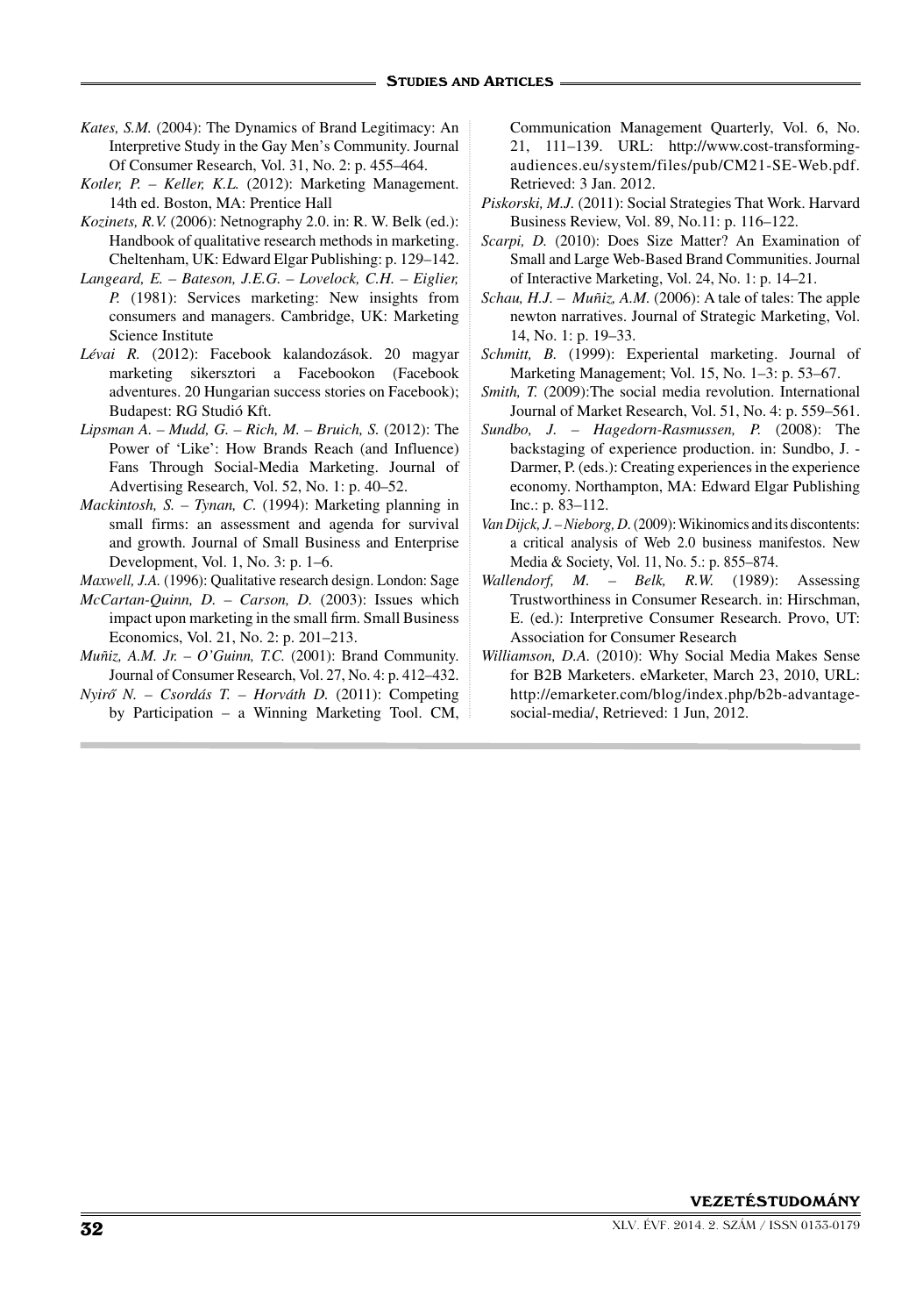*Kates, S.M.* (2004): The Dynamics of Brand Legitimacy: An Interpretive Study in the Gay Men's Community. Journal Of Consumer Research, Vol. 31, No. 2: p. 455–464.

*Kotler, P. – Keller, K.L.* (2012): Marketing Management. 14th ed. Boston, MA: Prentice Hall

*Kozinets, R.V.* (2006): Netnography 2.0. in: R. W. Belk (ed.): Handbook of qualitative research methods in marketing. Cheltenham, UK: Edward Elgar Publishing: p. 129–142.

*Langeard, E. – Bateson, J.E.G. – Lovelock, C.H. – Eiglier, P.* (1981): Services marketing: New insights from consumers and managers. Cambridge, UK: Marketing Science Institute

*Lévai R.* (2012): Facebook kalandozások. 20 magyar marketing sikersztori a Facebookon (Facebook adventures. 20 Hungarian success stories on Facebook); Budapest: RG Studió Kft.

*Lipsman A. – Mudd, G. – Rich, M. – Bruich, S.* (2012): The Power of 'Like': How Brands Reach (and Influence) Fans Through Social-Media Marketing. Journal of Advertising Research, Vol. 52, No. 1: p. 40–52.

*Mackintosh, S. – Tynan, C.* (1994): Marketing planning in small firms: an assessment and agenda for survival and growth. Journal of Small Business and Enterprise Development, Vol. 1, No. 3: p. 1–6.

*Maxwell, J.A.* (1996): Qualitative research design. London: Sage

*McCartan-Quinn, D. – Carson, D.* (2003): Issues which impact upon marketing in the small firm. Small Business Economics, Vol. 21, No. 2: p. 201–213.

*Muñiz, A.M. Jr. – O'Guinn, T.C.* (2001): Brand Community. Journal of Consumer Research, Vol. 27, No. 4: p. 412–432.

*Nyirő N. – Csordás T. – Horváth D.* (2011): Competing by Participation – a Winning Marketing Tool. CM, Communication Management Quarterly, Vol. 6, No. 21, 111–139. URL: http://www.cost-transforming-audiences.eu/system/files/pub/CM21-SE-Web.pdf. Retrieved: 3 Jan. 2012.

*Piskorski, M.J.* (2011): Social Strategies That Work. Harvard Business Review, Vol. 89, No.11: p. 116–122.

*Scarpi, D.* (2010): Does Size Matter? An Examination of Small and Large Web-Based Brand Communities. Journal of Interactive Marketing, Vol. 24, No. 1: p. 14–21.

*Schau, H.J. – Muñiz, A.M.* (2006): A tale of tales: The apple newton narratives. Journal of Strategic Marketing, Vol. 14, No. 1: p. 19–33.

*Schmitt, B.* (1999): Experiental marketing. Journal of Marketing Management; Vol. 15, No. 1–3: p. 53–67.

*Smith, T.* (2009):The social media revolution. International Journal of Market Research, Vol. 51, No. 4: p. 559–561.

*Sundbo, J. – Hagedorn-Rasmussen, P.* (2008): The backstaging of experience production. in: Sundbo, J. - Darmer, P. (eds.): Creating experiences in the experience economy. Northampton, MA: Edward Elgar Publishing Inc.: p. 83–112.

*Van Dijck, J. – Nieborg, D.* (2009): Wikinomics and its discontents: a critical analysis of Web 2.0 business manifestos. New Media & Society, Vol. 11, No. 5.: p. 855–874.

*Wallendorf, M. – Belk, R.W.* (1989): Assessing Trustworthiness in Consumer Research. in: Hirschman, E. (ed.): Interpretive Consumer Research. Provo, UT: Association for Consumer Research

*Williamson, D.A.* (2010): Why Social Media Makes Sense for B2B Marketers. eMarketer, March 23, 2010, URL: http://emarketer.com/blog/index.php/b2b-advantage-social-media/, Retrieved: 1 Jun, 2012.